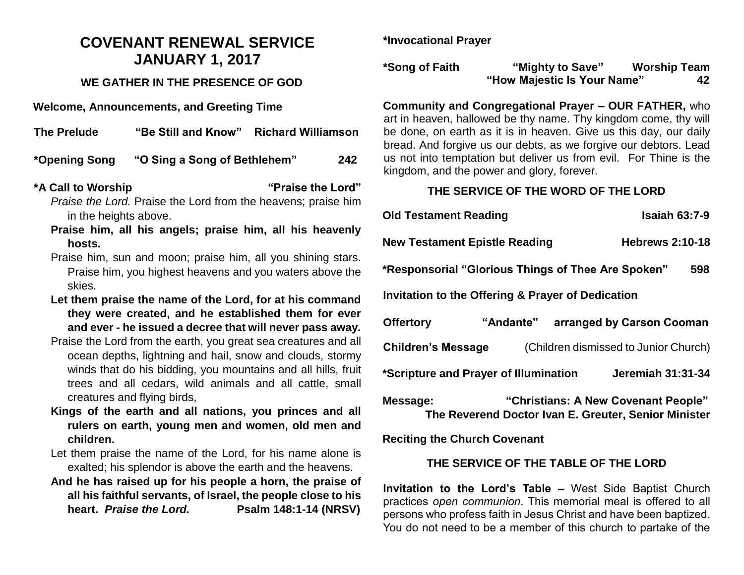# COVENANT RENEWAL SERVICE
# JANUARY 1, 2017

## WE GATHER IN THE PRESENCE OF GOD

**Welcome, Announcements, and Greeting Time**

**The Prelude** **"Be Still and Know"** **Richard Williamson**

**\*Opening Song** **"O Sing a Song of Bethlehem"** **242**

**\*A Call to Worship** **"Praise the Lord"**

*Praise the Lord.* Praise the Lord from the heavens; praise him in the heights above.

**Praise him, all his angels; praise him, all his heavenly hosts.**

Praise him, sun and moon; praise him, all you shining stars. Praise him, you highest heavens and you waters above the skies.

**Let them praise the name of the Lord, for at his command they were created, and he established them for ever and ever - he issued a decree that will never pass away.**

Praise the Lord from the earth, you great sea creatures and all ocean depths, lightning and hail, snow and clouds, stormy winds that do his bidding, you mountains and all hills, fruit trees and all cedars, wild animals and all cattle, small creatures and flying birds,

**Kings of the earth and all nations, you princes and all rulers on earth, young men and women, old men and children.**

Let them praise the name of the Lord, for his name alone is exalted; his splendor is above the earth and the heavens.

**And he has raised up for his people a horn, the praise of all his faithful servants, of Israel, the people close to his heart. *Praise the Lord.*** **Psalm 148:1-14 (NRSV)**

**\*Invocational Prayer**

**\*Song of Faith** **"Mighty to Save"** **Worship Team**
**"How Majestic Is Your Name"** **42**

**Community and Congregational Prayer – OUR FATHER,** who art in heaven, hallowed be thy name. Thy kingdom come, thy will be done, on earth as it is in heaven. Give us this day, our daily bread. And forgive us our debts, as we forgive our debtors. Lead us not into temptation but deliver us from evil. For Thine is the kingdom, and the power and glory, forever.

## THE SERVICE OF THE WORD OF THE LORD

**Old Testament Reading** **Isaiah 63:7-9**

**New Testament Epistle Reading** **Hebrews 2:10-18**

**\*Responsorial "Glorious Things of Thee Are Spoken"** **598**

**Invitation to the Offering & Prayer of Dedication**

**Offertory** **"Andante"** **arranged by Carson Cooman**

**Children's Message** (Children dismissed to Junior Church)

**\*Scripture and Prayer of Illumination** **Jeremiah 31:31-34**

**Message:** **"Christians: A New Covenant People"**
**The Reverend Doctor Ivan E. Greuter, Senior Minister**

**Reciting the Church Covenant**

## THE SERVICE OF THE TABLE OF THE LORD

**Invitation to the Lord's Table –** West Side Baptist Church practices *open communion*. This memorial meal is offered to all persons who profess faith in Jesus Christ and have been baptized. You do not need to be a member of this church to partake of the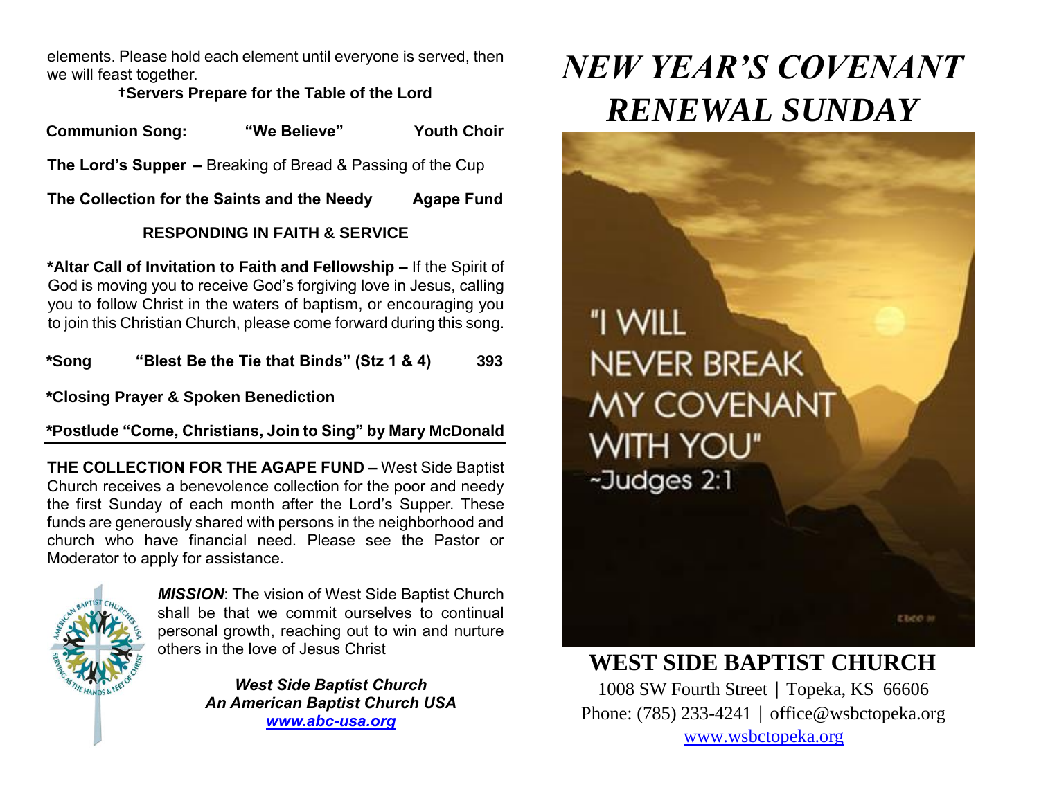elements. Please hold each element until everyone is served, then we will feast together.

**†Servers Prepare for the Table of the Lord**

**Communion Song: "We Believe" Youth Choir**

**The Lord's Supper –** Breaking of Bread & Passing of the Cup

**The Collection for the Saints and the Needy Agape Fund**

**RESPONDING IN FAITH & SERVICE**

**\*Altar Call of Invitation to Faith and Fellowship –** If the Spirit of God is moving you to receive God's forgiving love in Jesus, calling you to follow Christ in the waters of baptism, or encouraging you to join this Christian Church, please come forward during this song.

**\*Song "Blest Be the Tie that Binds" (Stz 1 & 4) 393**

**\*Closing Prayer & Spoken Benediction**

**\*Postlude "Come, Christians, Join to Sing" by Mary McDonald**

---

**THE COLLECTION FOR THE AGAPE FUND –** West Side Baptist Church receives a benevolence collection for the poor and needy the first Sunday of each month after the Lord's Supper. These funds are generously shared with persons in the neighborhood and church who have financial need. Please see the Pastor or Moderator to apply for assistance.

***MISSION***: The vision of West Side Baptist Church shall be that we commit ourselves to continual personal growth, reaching out to win and nurture others in the love of Jesus Christ

***West Side Baptist Church***
***An American Baptist Church USA***
***www.abc-usa.org***

# *NEW YEAR'S COVENANT RENEWAL SUNDAY*

"I WILL NEVER BREAK MY COVENANT WITH YOU"
~Judges 2:1

## WEST SIDE BAPTIST CHURCH

1008 SW Fourth Street | Topeka, KS 66606
Phone: (785) 233-4241 | office@wsbctopeka.org
www.wsbctopeka.org